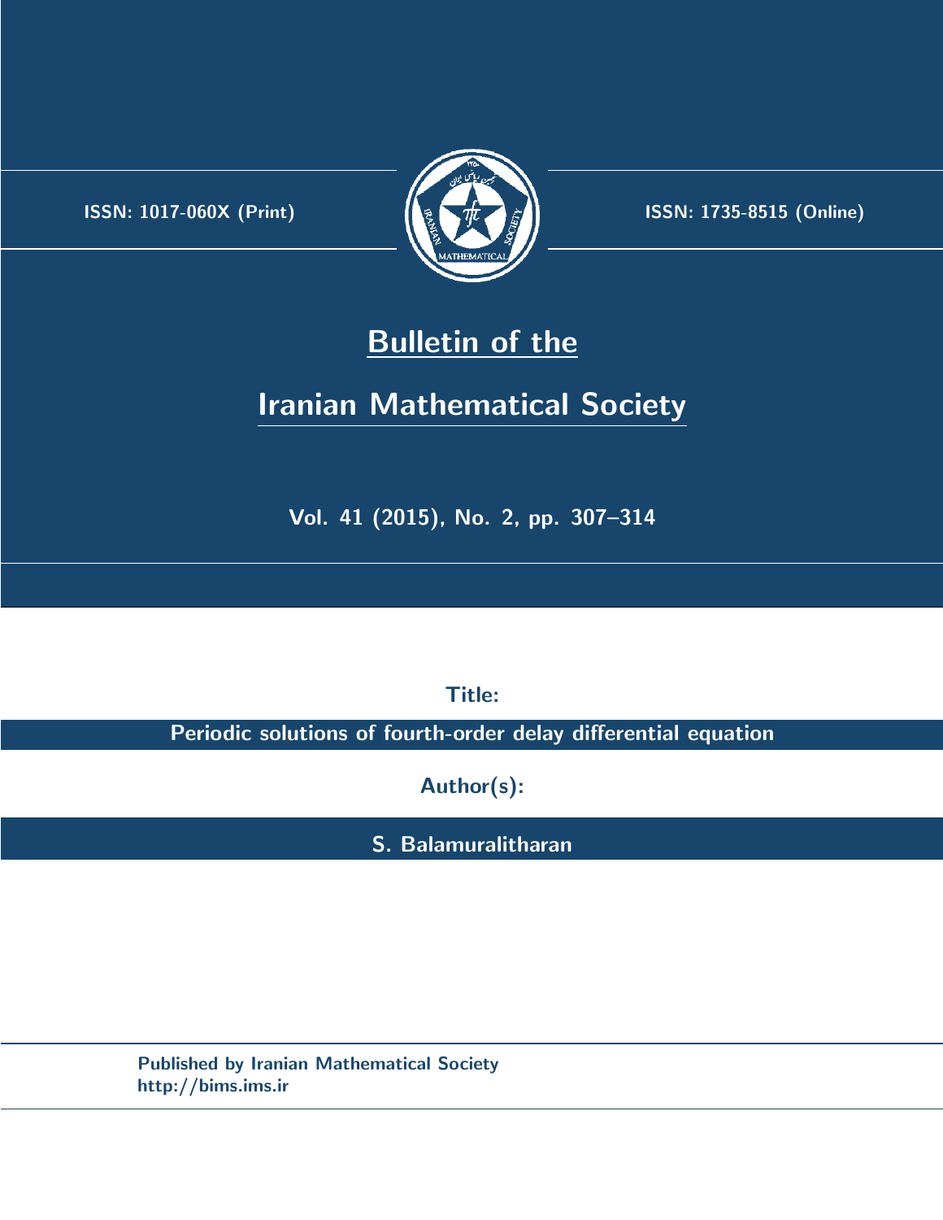ISSN: 1017-060X (Print)

ISSN: 1735-8515 (Online)

# Bulletin of the

# Iranian Mathematical Society

**Vol. 41 (2015), No. 2, pp. 307–314**

**Title:**

**Periodic solutions of fourth-order delay differential equation**

**Author(s):**

**S. Balamuralitharan**

Published by Iranian Mathematical Society
http://bims.ims.ir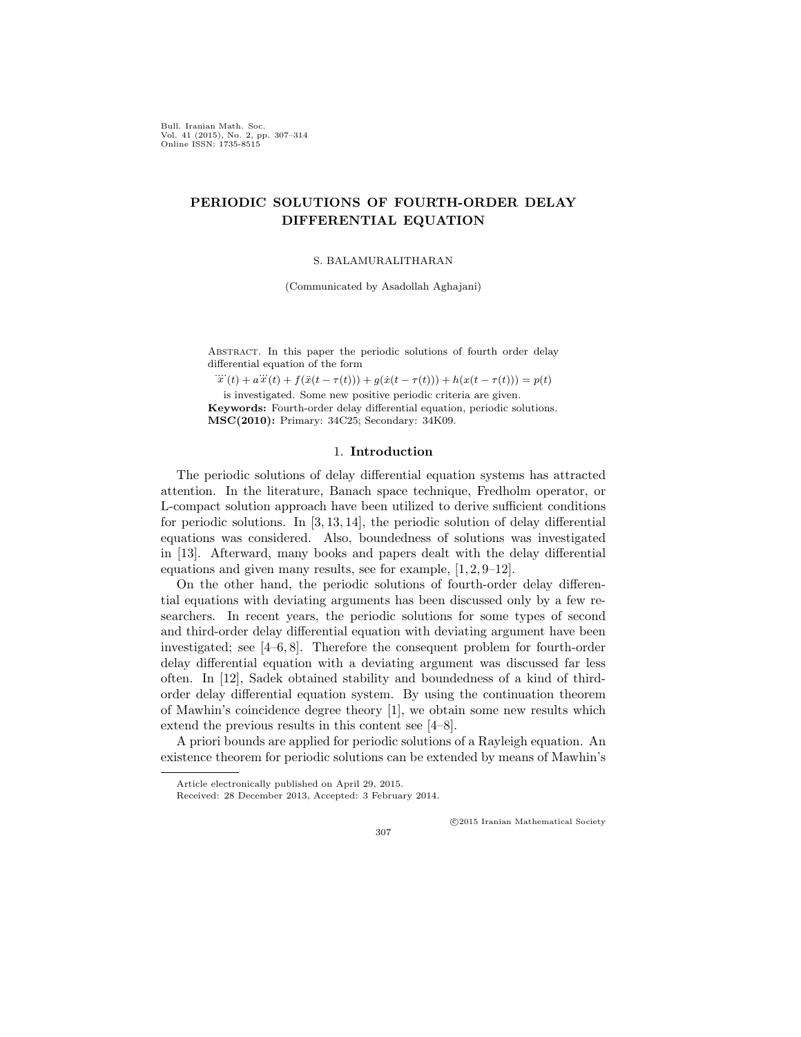Bull. Iranian Math. Soc.
Vol. 41 (2015), No. 2, pp. 307–314
Online ISSN: 1735-8515

# PERIODIC SOLUTIONS OF FOURTH-ORDER DELAY DIFFERENTIAL EQUATION

S. BALAMURALITHARAN

(Communicated by Asadollah Aghajani)

Abstract. In this paper the periodic solutions of fourth order delay differential equation of the form

$$\ddddot{x}(t) + a\dddot{x}(t) + f(\ddot{x}(t-\tau(t))) + g(\dot{x}(t-\tau(t))) + h(x(t-\tau(t))) = p(t)$$

is investigated. Some new positive periodic criteria are given.

**Keywords:** Fourth-order delay differential equation, periodic solutions.
**MSC(2010):** Primary: 34C25; Secondary: 34K09.

## 1. Introduction

The periodic solutions of delay differential equation systems has attracted attention. In the literature, Banach space technique, Fredholm operator, or L-compact solution approach have been utilized to derive sufficient conditions for periodic solutions. In [3, 13, 14], the periodic solution of delay differential equations was considered. Also, boundedness of solutions was investigated in [13]. Afterward, many books and papers dealt with the delay differential equations and given many results, see for example, [1, 2, 9–12].

On the other hand, the periodic solutions of fourth-order delay differential equations with deviating arguments has been discussed only by a few researchers. In recent years, the periodic solutions for some types of second and third-order delay differential equation with deviating argument have been investigated; see [4–6, 8]. Therefore the consequent problem for fourth-order delay differential equation with a deviating argument was discussed far less often. In [12], Sadek obtained stability and boundedness of a kind of third-order delay differential equation system. By using the continuation theorem of Mawhin's coincidence degree theory [1], we obtain some new results which extend the previous results in this content see [4–8].

A priori bounds are applied for periodic solutions of a Rayleigh equation. An existence theorem for periodic solutions can be extended by means of Mawhin's

Article electronically published on April 29, 2015.
Received: 28 December 2013, Accepted: 3 February 2014.

©2015 Iranian Mathematical Society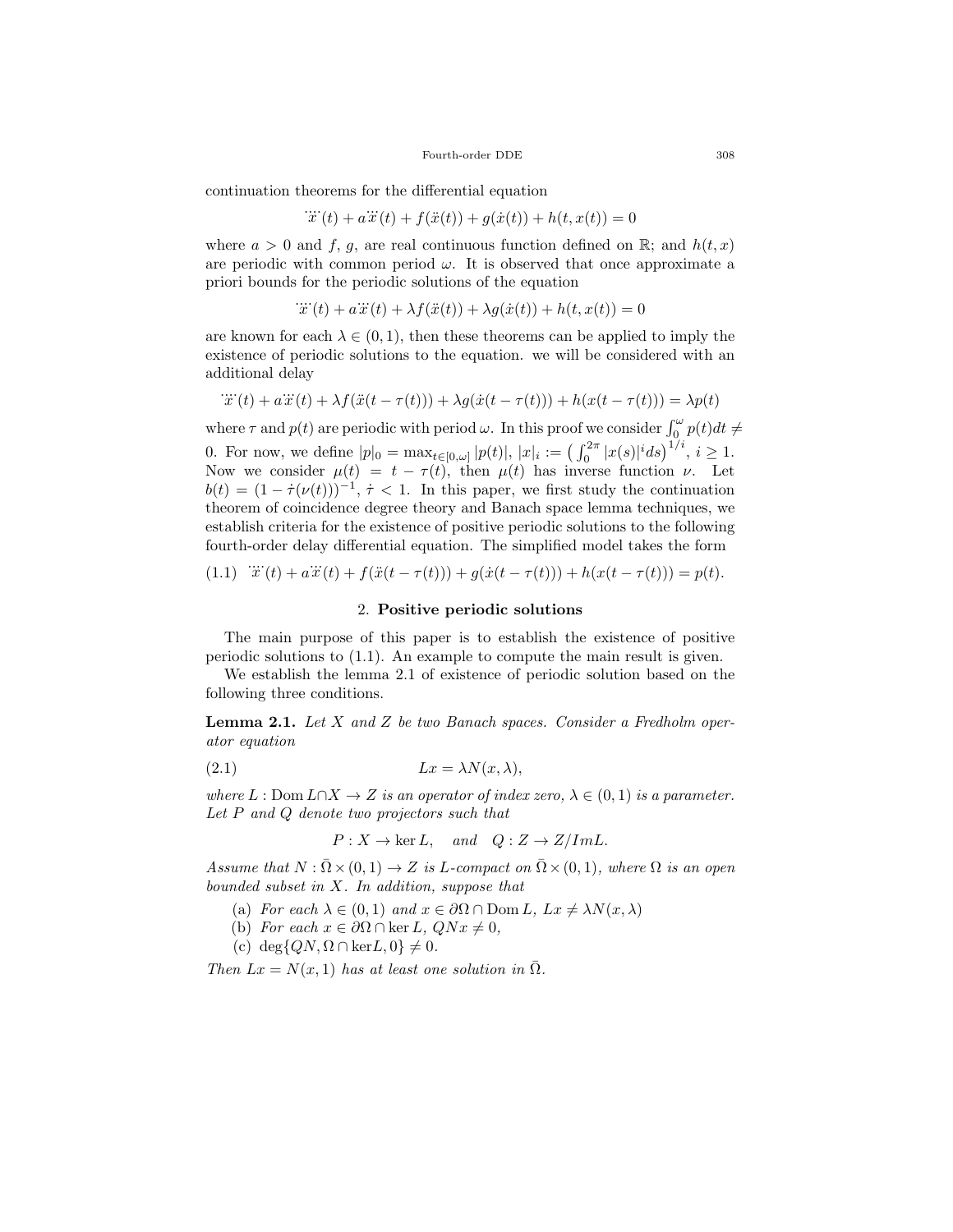continuation theorems for the differential equation

$$\dddot{x}(t) + a\dddot{x}(t) + f(\ddot{x}(t)) + g(\dot{x}(t)) + h(t, x(t)) = 0$$

where $a > 0$ and $f$, $g$, are real continuous function defined on $\mathbb{R}$; and $h(t, x)$ are periodic with common period $\omega$. It is observed that once approximate a priori bounds for the periodic solutions of the equation

$$\dddot{x}(t) + a\dddot{x}(t) + \lambda f(\ddot{x}(t)) + \lambda g(\dot{x}(t)) + h(t, x(t)) = 0$$

are known for each $\lambda \in (0, 1)$, then these theorems can be applied to imply the existence of periodic solutions to the equation. we will be considered with an additional delay

$$\dddot{x}(t) + a\dddot{x}(t) + \lambda f(\ddot{x}(t - \tau(t))) + \lambda g(\dot{x}(t - \tau(t))) + h(x(t - \tau(t))) = \lambda p(t)$$

where $\tau$ and $p(t)$ are periodic with period $\omega$. In this proof we consider $\int_0^\omega p(t)dt \neq 0$. For now, we define $|p|_0 = \max_{t\in[0,\omega]} |p(t)|$, $|x|_i := \left(\int_0^{2\pi} |x(s)|^i ds\right)^{1/i}$, $i \geq 1$. Now we consider $\mu(t) = t - \tau(t)$, then $\mu(t)$ has inverse function $\nu$. Let $b(t) = (1 - \dot{\tau}(\nu(t)))^{-1}$, $\dot{\tau} < 1$. In this paper, we first study the continuation theorem of coincidence degree theory and Banach space lemma techniques, we establish criteria for the existence of positive periodic solutions to the following fourth-order delay differential equation. The simplified model takes the form

$$\dddot{x}(t) + a\dddot{x}(t) + f(\ddot{x}(t - \tau(t))) + g(\dot{x}(t - \tau(t))) + h(x(t - \tau(t))) = p(t). \tag{1.1}$$

## 2. Positive periodic solutions

The main purpose of this paper is to establish the existence of positive periodic solutions to (1.1). An example to compute the main result is given.

We establish the lemma 2.1 of existence of periodic solution based on the following three conditions.

**Lemma 2.1.** *Let $X$ and $Z$ be two Banach spaces. Consider a Fredholm operator equation*

$$Lx = \lambda N(x, \lambda), \tag{2.1}$$

*where $L : \operatorname{Dom} L \cap X \to Z$ is an operator of index zero, $\lambda \in (0, 1)$ is a parameter. Let $P$ and $Q$ denote two projectors such that*

$$P : X \to \ker L, \quad \textit{and} \quad Q : Z \to Z/ImL.$$

*Assume that $N : \bar{\Omega} \times (0, 1) \to Z$ is $L$-compact on $\bar{\Omega} \times (0, 1)$, where $\Omega$ is an open bounded subset in $X$. In addition, suppose that*

(a) *For each $\lambda \in (0, 1)$ and $x \in \partial\Omega \cap \operatorname{Dom} L$, $Lx \neq \lambda N(x, \lambda)$*

(b) *For each $x \in \partial\Omega \cap \ker L$, $QNx \neq 0$,*

(c) $\deg\{QN, \Omega \cap \ker L, 0\} \neq 0$.

*Then $Lx = N(x, 1)$ has at least one solution in $\bar{\Omega}$.*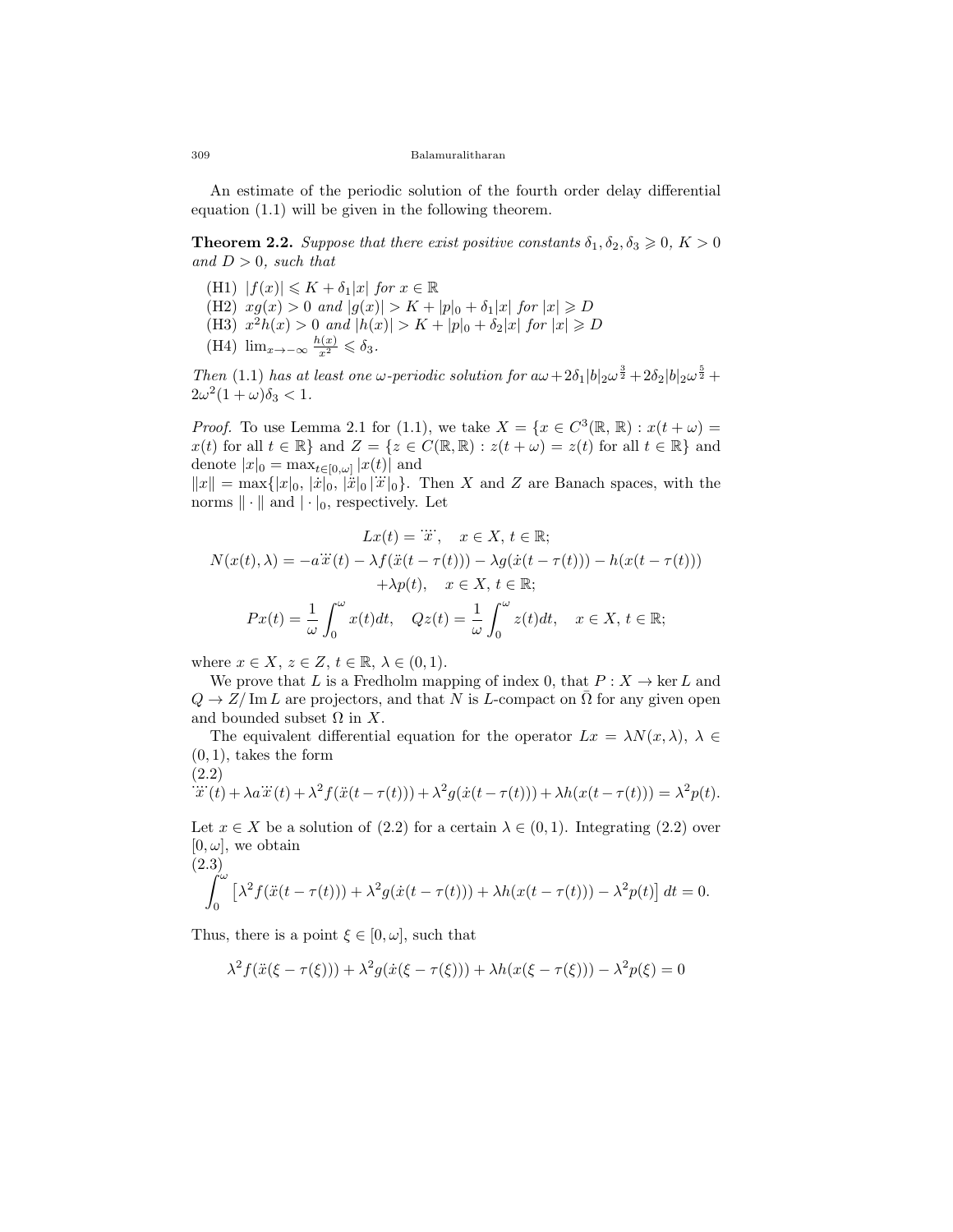An estimate of the periodic solution of the fourth order delay differential equation (1.1) will be given in the following theorem.

**Theorem 2.2.** *Suppose that there exist positive constants $\delta_1, \delta_2, \delta_3 \geqslant 0$, $K > 0$ and $D > 0$, such that*

- (H1) $|f(x)| \leqslant K + \delta_1 |x|$ *for* $x \in \mathbb{R}$
- (H2) $xg(x) > 0$ *and* $|g(x)| > K + |p|_0 + \delta_1 |x|$ *for* $|x| \geqslant D$
- (H3) $x^2 h(x) > 0$ *and* $|h(x)| > K + |p|_0 + \delta_2 |x|$ *for* $|x| \geqslant D$
- (H4) $\lim_{x \to -\infty} \frac{h(x)}{x^2} \leqslant \delta_3$.

*Then* (1.1) *has at least one* $\omega$*-periodic solution for* $a\omega + 2\delta_1 |b|_2 \omega^{\frac{3}{2}} + 2\delta_2 |b|_2 \omega^{\frac{5}{2}} + 2\omega^2(1+\omega)\delta_3 < 1$.

*Proof.* To use Lemma 2.1 for (1.1), we take $X = \{x \in C^3(\mathbb{R}, \mathbb{R}) : x(t+\omega) = x(t) \text{ for all } t \in \mathbb{R}\}$ and $Z = \{z \in C(\mathbb{R}, \mathbb{R}) : z(t+\omega) = z(t) \text{ for all } t \in \mathbb{R}\}$ and denote $|x|_0 = \max_{t \in [0,\omega]} |x(t)|$ and
$\|x\| = \max\{|x|_0, |\dot{x}|_0, |\ddot{x}|_0 |\dddot{x}|_0\}$. Then $X$ and $Z$ are Banach spaces, with the norms $\|\cdot\|$ and $|\cdot|_0$, respectively. Let

$$Lx(t) = \ddddot{x}, \quad x \in X, \, t \in \mathbb{R};$$

$$N(x(t), \lambda) = -a\dddot{x}(t) - \lambda f(\ddot{x}(t - \tau(t))) - \lambda g(\dot{x}(t - \tau(t))) - h(x(t - \tau(t))) + \lambda p(t), \quad x \in X, \, t \in \mathbb{R};$$

$$Px(t) = \frac{1}{\omega} \int_0^\omega x(t)dt, \quad Qz(t) = \frac{1}{\omega} \int_0^\omega z(t)dt, \quad x \in X, \, t \in \mathbb{R};$$

where $x \in X$, $z \in Z$, $t \in \mathbb{R}$, $\lambda \in (0,1)$.

We prove that $L$ is a Fredholm mapping of index 0, that $P : X \to \ker L$ and $Q \to Z/\operatorname{Im} L$ are projectors, and that $N$ is $L$-compact on $\bar{\Omega}$ for any given open and bounded subset $\Omega$ in $X$.

The equivalent differential equation for the operator $Lx = \lambda N(x, \lambda)$, $\lambda \in (0,1)$, takes the form

(2.2)

$$\ddddot{x}(t) + \lambda a \dddot{x}(t) + \lambda^2 f(\ddot{x}(t - \tau(t))) + \lambda^2 g(\dot{x}(t - \tau(t))) + \lambda h(x(t - \tau(t))) = \lambda^2 p(t).$$

Let $x \in X$ be a solution of (2.2) for a certain $\lambda \in (0,1)$. Integrating (2.2) over $[0, \omega]$, we obtain

(2.3)

$$\int_0^\omega \left[\lambda^2 f(\ddot{x}(t - \tau(t))) + \lambda^2 g(\dot{x}(t - \tau(t))) + \lambda h(x(t - \tau(t))) - \lambda^2 p(t)\right] dt = 0.$$

Thus, there is a point $\xi \in [0, \omega]$, such that

$$\lambda^2 f(\ddot{x}(\xi - \tau(\xi))) + \lambda^2 g(\dot{x}(\xi - \tau(\xi))) + \lambda h(x(\xi - \tau(\xi))) - \lambda^2 p(\xi) = 0$$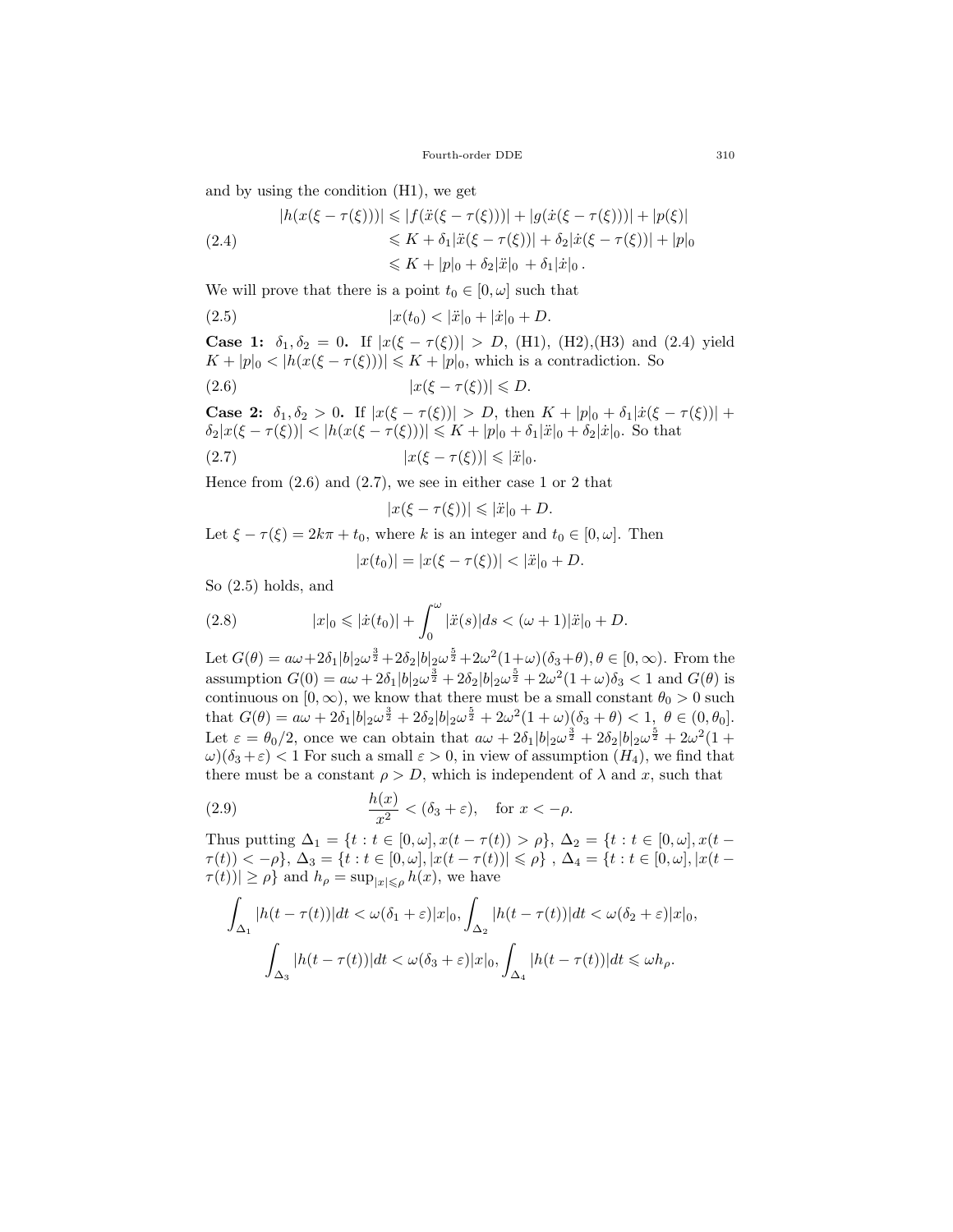and by using the condition (H1), we get

$$
\begin{aligned}
|h(x(\xi-\tau(\xi)))| &\leqslant |f(\ddot{x}(\xi-\tau(\xi)))| + |g(\dot{x}(\xi-\tau(\xi)))| + |p(\xi)| \\
&\leqslant K + \delta_1|\ddot{x}(\xi-\tau(\xi))| + \delta_2|\dot{x}(\xi-\tau(\xi))| + |p|_0 \\
&\leqslant K + |p|_0 + \delta_2|\ddot{x}|_0 + \delta_1|\dot{x}|_0 .
\end{aligned} \tag{2.4}
$$

We will prove that there is a point $t_0 \in [0,\omega]$ such that

$$
|x(t_0) < |\ddot{x}|_0 + |\dot{x}|_0 + D. \tag{2.5}
$$

**Case 1:** $\delta_1, \delta_2 = 0$. If $|x(\xi-\tau(\xi))| > D$, (H1), (H2),(H3) and (2.4) yield $K + |p|_0 < |h(x(\xi-\tau(\xi)))| \leqslant K + |p|_0$, which is a contradiction. So

$$
|x(\xi-\tau(\xi))| \leqslant D. \tag{2.6}
$$

**Case 2:** $\delta_1, \delta_2 > 0$. If $|x(\xi-\tau(\xi))| > D$, then $K + |p|_0 + \delta_1|\dot{x}(\xi-\tau(\xi))| + \delta_2|x(\xi-\tau(\xi))| < |h(x(\xi-\tau(\xi)))| \leqslant K + |p|_0 + \delta_1|\ddot{x}|_0 + \delta_2|\dot{x}|_0$. So that

$$
|x(\xi-\tau(\xi))| \leqslant |\ddot{x}|_0. \tag{2.7}
$$

Hence from (2.6) and (2.7), we see in either case 1 or 2 that

$$
|x(\xi-\tau(\xi))| \leqslant |\ddot{x}|_0 + D.
$$

Let $\xi-\tau(\xi) = 2k\pi + t_0$, where $k$ is an integer and $t_0 \in [0,\omega]$. Then

$$
|x(t_0)| = |x(\xi-\tau(\xi))| < |\ddot{x}|_0 + D.
$$

So (2.5) holds, and

$$
|x|_0 \leqslant |\dot{x}(t_0)| + \int_0^\omega |\ddot{x}(s)|ds < (\omega+1)|\ddot{x}|_0 + D. \tag{2.8}
$$

Let $G(\theta) = a\omega + 2\delta_1|b|_2\omega^{\frac{3}{2}} + 2\delta_2|b|_2\omega^{\frac{5}{2}} + 2\omega^2(1+\omega)(\delta_3+\theta), \theta \in [0,\infty)$. From the assumption $G(0) = a\omega + 2\delta_1|b|_2\omega^{\frac{3}{2}} + 2\delta_2|b|_2\omega^{\frac{5}{2}} + 2\omega^2(1+\omega)\delta_3 < 1$ and $G(\theta)$ is continuous on $[0,\infty)$, we know that there must be a small constant $\theta_0 > 0$ such that $G(\theta) = a\omega + 2\delta_1|b|_2\omega^{\frac{3}{2}} + 2\delta_2|b|_2\omega^{\frac{5}{2}} + 2\omega^2(1+\omega)(\delta_3+\theta) < 1,\ \theta \in (0,\theta_0]$. Let $\varepsilon = \theta_0/2$, once we can obtain that $a\omega + 2\delta_1|b|_2\omega^{\frac{3}{2}} + 2\delta_2|b|_2\omega^{\frac{5}{2}} + 2\omega^2(1+\omega)(\delta_3+\varepsilon) < 1$ For such a small $\varepsilon > 0$, in view of assumption $(H_4)$, we find that there must be a constant $\rho > D$, which is independent of $\lambda$ and $x$, such that

$$
\frac{h(x)}{x^2} < (\delta_3 + \varepsilon), \quad \text{for } x < -\rho. \tag{2.9}
$$

Thus putting $\Delta_1 = \{t : t \in [0,\omega], x(t-\tau(t)) > \rho\}$, $\Delta_2 = \{t : t \in [0,\omega], x(t-\tau(t)) < -\rho\}$, $\Delta_3 = \{t : t \in [0,\omega], |x(t-\tau(t))| \leqslant \rho\}$ , $\Delta_4 = \{t : t \in [0,\omega], |x(t-\tau(t))| \geq \rho\}$ and $h_\rho = \sup_{|x|\leqslant\rho} h(x)$, we have

$$
\int_{\Delta_1} |h(t-\tau(t))|dt < \omega(\delta_1+\varepsilon)|x|_0, \int_{\Delta_2} |h(t-\tau(t))|dt < \omega(\delta_2+\varepsilon)|x|_0,
$$

$$
\int_{\Delta_3} |h(t-\tau(t))|dt < \omega(\delta_3+\varepsilon)|x|_0, \int_{\Delta_4} |h(t-\tau(t))|dt \leqslant \omega h_\rho.
$$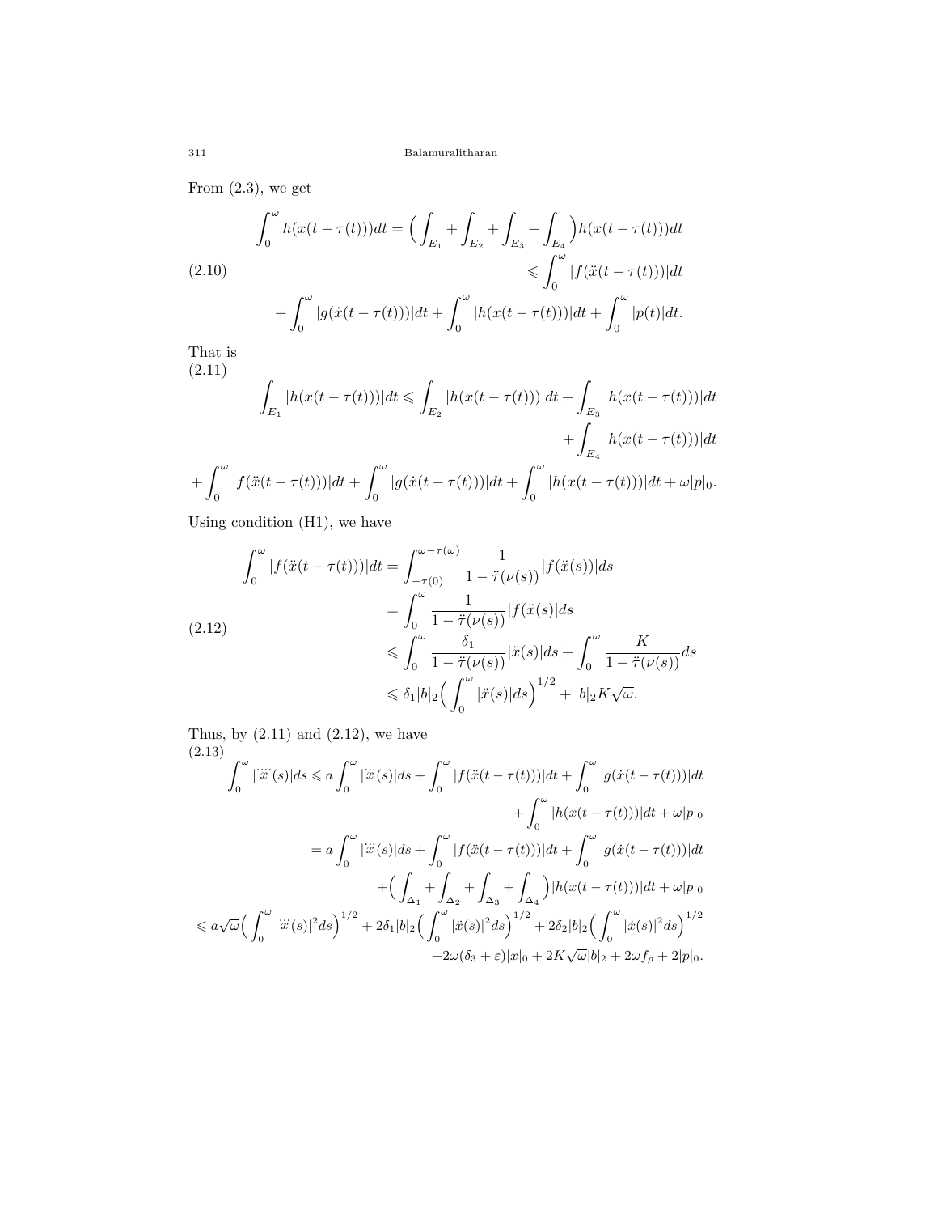From (2.3), we get

$$
\begin{aligned}
\int_0^\omega h(x(t-\tau(t)))dt &= \Big(\int_{E_1}+\int_{E_2}+\int_{E_3}+\int_{E_4}\Big)h(x(t-\tau(t)))dt \\
&\leqslant \int_0^\omega |f(\ddot{x}(t-\tau(t)))|dt \\
&\quad + \int_0^\omega |g(\dot{x}(t-\tau(t)))|dt + \int_0^\omega |h(x(t-\tau(t)))|dt + \int_0^\omega |p(t)|dt.
\end{aligned}
\tag{2.10}
$$

That is

$$
\begin{aligned}
\int_{E_1} |h(x(t-\tau(t)))|dt &\leqslant \int_{E_2} |h(x(t-\tau(t)))|dt + \int_{E_3} |h(x(t-\tau(t)))|dt \\
&\quad + \int_{E_4} |h(x(t-\tau(t)))|dt \\
&\quad + \int_0^\omega |f(\ddot{x}(t-\tau(t)))|dt + \int_0^\omega |g(\dot{x}(t-\tau(t)))|dt + \int_0^\omega |h(x(t-\tau(t)))|dt + \omega|p|_0.
\end{aligned}
\tag{2.11}
$$

Using condition (H1), we have

$$
\begin{aligned}
\int_0^\omega |f(\ddot{x}(t-\tau(t)))|dt &= \int_{-\tau(0)}^{\omega-\tau(\omega)} \frac{1}{1-\ddot{\tau}(\nu(s))}|f(\ddot{x}(s))|ds \\
&= \int_0^\omega \frac{1}{1-\ddot{\tau}(\nu(s))}|f(\ddot{x}(s)|ds \\
&\leqslant \int_0^\omega \frac{\delta_1}{1-\ddot{\tau}(\nu(s))}|\ddot{x}(s)|ds + \int_0^\omega \frac{K}{1-\ddot{\tau}(\nu(s))}ds \\
&\leqslant \delta_1|b|_2\Big(\int_0^\omega |\ddot{x}(s)|ds\Big)^{1/2} + |b|_2 K\sqrt{\omega}.
\end{aligned}
\tag{2.12}
$$

Thus, by (2.11) and (2.12), we have

$$
\begin{aligned}
\int_0^\omega |\dddot{x}(s)|ds &\leqslant a\int_0^\omega |\dddot{x}(s)|ds + \int_0^\omega |f(\ddot{x}(t-\tau(t)))|dt + \int_0^\omega |g(\dot{x}(t-\tau(t)))|dt \\
&\quad + \int_0^\omega |h(x(t-\tau(t)))|dt + \omega|p|_0 \\
&= a\int_0^\omega |\dddot{x}(s)|ds + \int_0^\omega |f(\ddot{x}(t-\tau(t)))|dt + \int_0^\omega |g(\dot{x}(t-\tau(t)))|dt \\
&\quad + \Big(\int_{\Delta_1}+\int_{\Delta_2}+\int_{\Delta_3}+\int_{\Delta_4}\Big)|h(x(t-\tau(t)))|dt + \omega|p|_0 \\
&\leqslant a\sqrt{\omega}\Big(\int_0^\omega |\dddot{x}(s)|^2ds\Big)^{1/2} + 2\delta_1|b|_2\Big(\int_0^\omega |\ddot{x}(s)|^2ds\Big)^{1/2} + 2\delta_2|b|_2\Big(\int_0^\omega |\dot{x}(s)|^2ds\Big)^{1/2} \\
&\quad + 2\omega(\delta_3+\varepsilon)|x|_0 + 2K\sqrt{\omega}|b|_2 + 2\omega f_\rho + 2|p|_0.
\end{aligned}
\tag{2.13}
$$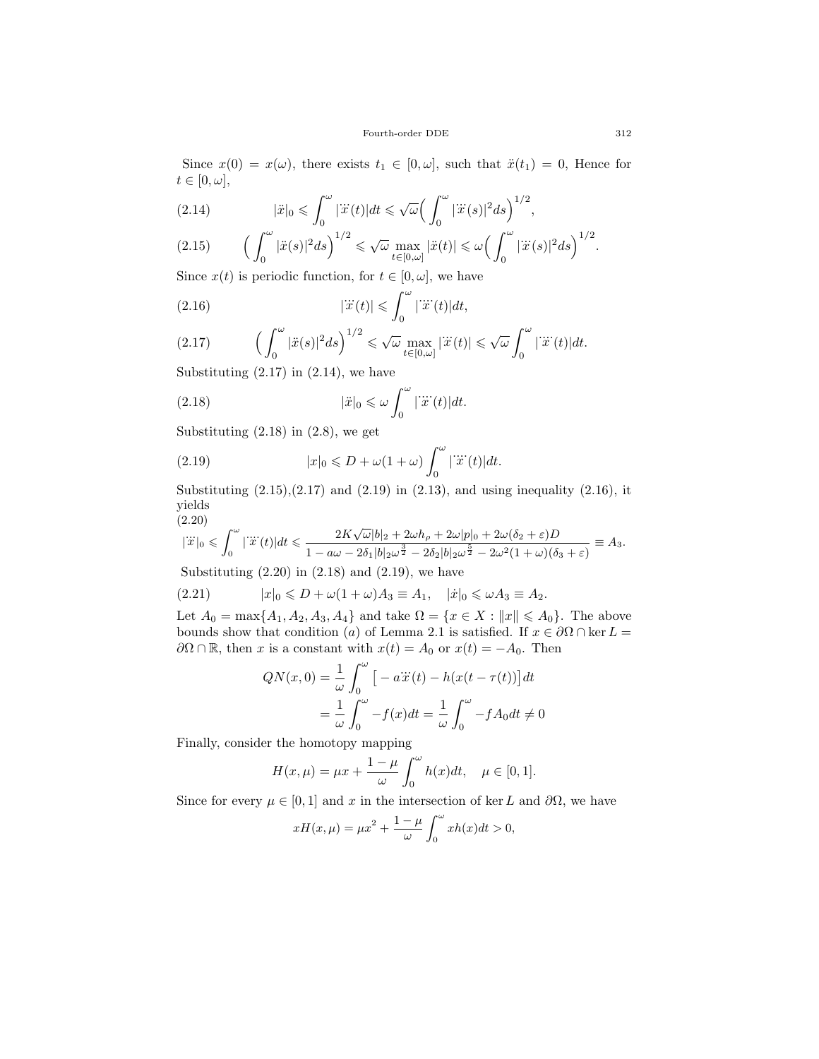Since $x(0) = x(\omega)$, there exists $t_1 \in [0, \omega]$, such that $\ddot{x}(t_1) = 0$, Hence for $t \in [0, \omega]$,

$$|\ddot{x}|_0 \leqslant \int_0^\omega |\dddot{x}(t)|dt \leqslant \sqrt{\omega}\Big(\int_0^\omega |\dddot{x}(s)|^2 ds\Big)^{1/2}, \tag{2.14}$$

$$\Big(\int_0^\omega |\ddot{x}(s)|^2 ds\Big)^{1/2} \leqslant \sqrt{\omega} \max_{t\in[0,\omega]} |\ddot{x}(t)| \leqslant \omega\Big(\int_0^\omega |\dddot{x}(s)|^2 ds\Big)^{1/2}. \tag{2.15}$$

Since $x(t)$ is periodic function, for $t \in [0, \omega]$, we have

$$|\dddot{x}(t)| \leqslant \int_0^\omega |\ddddot{x}(t)|dt, \tag{2.16}$$

$$\Big(\int_0^\omega |\ddot{x}(s)|^2 ds\Big)^{1/2} \leqslant \sqrt{\omega} \max_{t\in[0,\omega]} |\dddot{x}(t)| \leqslant \sqrt{\omega} \int_0^\omega |\ddddot{x}(t)|dt. \tag{2.17}$$

Substituting (2.17) in (2.14), we have

$$|\ddot{x}|_0 \leqslant \omega \int_0^\omega |\ddddot{x}(t)|dt. \tag{2.18}$$

Substituting (2.18) in (2.8), we get

$$|x|_0 \leqslant D + \omega(1+\omega)\int_0^\omega |\ddddot{x}(t)|dt. \tag{2.19}$$

Substituting (2.15),(2.17) and (2.19) in (2.13), and using inequality (2.16), it yields

$$|\dddot{x}|_0 \leqslant \int_0^\omega |\ddddot{x}(t)|dt \leqslant \frac{2K\sqrt{\omega}|b|_2 + 2\omega h_\rho + 2\omega|p|_0 + 2\omega(\delta_2+\varepsilon)D}{1 - a\omega - 2\delta_1|b|_2\omega^{\frac{3}{2}} - 2\delta_2|b|_2\omega^{\frac{5}{2}} - 2\omega^2(1+\omega)(\delta_3+\varepsilon)} \equiv A_3. \tag{2.20}$$

Substituting (2.20) in (2.18) and (2.19), we have

$$|x|_0 \leqslant D + \omega(1+\omega)A_3 \equiv A_1, \quad |\dot{x}|_0 \leqslant \omega A_3 \equiv A_2. \tag{2.21}$$

Let $A_0 = \max\{A_1, A_2, A_3, A_4\}$ and take $\Omega = \{x \in X : \|x\| \leqslant A_0\}$. The above bounds show that condition $(a)$ of Lemma 2.1 is satisfied. If $x \in \partial\Omega \cap \ker L = \partial\Omega \cap \mathbb{R}$, then $x$ is a constant with $x(t) = A_0$ or $x(t) = -A_0$. Then

$$\begin{aligned} QN(x,0) &= \frac{1}{\omega}\int_0^\omega \big[-a\dddot{x}(t) - h(x(t-\tau(t))\big]dt \\ &= \frac{1}{\omega}\int_0^\omega -f(x)dt = \frac{1}{\omega}\int_0^\omega -fA_0 dt \neq 0 \end{aligned}$$

Finally, consider the homotopy mapping

$$H(x,\mu) = \mu x + \frac{1-\mu}{\omega}\int_0^\omega h(x)dt, \quad \mu \in [0,1].$$

Since for every $\mu \in [0,1]$ and $x$ in the intersection of $\ker L$ and $\partial\Omega$, we have

$$xH(x,\mu) = \mu x^2 + \frac{1-\mu}{\omega}\int_0^\omega xh(x)dt > 0,$$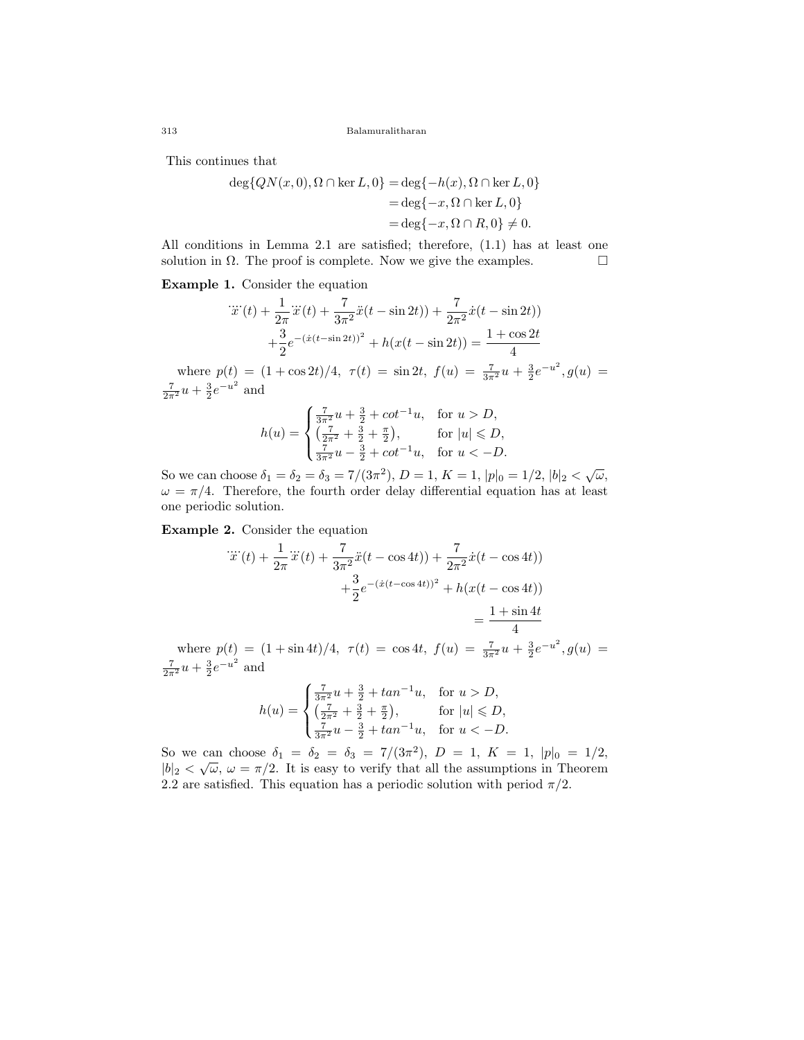This continues that

$$\begin{aligned}\deg\{QN(x,0),\Omega\cap\ker L,0\} &= \deg\{-h(x),\Omega\cap\ker L,0\}\\ &= \deg\{-x,\Omega\cap\ker L,0\}\\ &= \deg\{-x,\Omega\cap R,0\}\neq 0.\end{aligned}$$

All conditions in Lemma 2.1 are satisfied; therefore, (1.1) has at least one solution in $\Omega$. The proof is complete. Now we give the examples. □

**Example 1.** Consider the equation

$$\dddot{\dot{x}}(t)+\frac{1}{2\pi}\dddot{x}(t)+\frac{7}{3\pi^2}\ddot{x}(t-\sin 2t))+\frac{7}{2\pi^2}\dot{x}(t-\sin 2t))$$
$$+\frac{3}{2}e^{-(\dot{x}(t-\sin 2t))^2}+h(x(t-\sin 2t))=\frac{1+\cos 2t}{4}$$

where $p(t)=(1+\cos 2t)/4$, $\tau(t)=\sin 2t$, $f(u)=\frac{7}{3\pi^2}u+\frac{3}{2}e^{-u^2}$, $g(u)=\frac{7}{2\pi^2}u+\frac{3}{2}e^{-u^2}$ and

$$h(u)=\begin{cases}\frac{7}{3\pi^2}u+\frac{3}{2}+cot^{-1}u, & \text{for } u>D,\\ \left(\frac{7}{2\pi^2}+\frac{3}{2}+\frac{\pi}{2}\right), & \text{for } |u|\leqslant D,\\ \frac{7}{3\pi^2}u-\frac{3}{2}+cot^{-1}u, & \text{for } u<-D.\end{cases}$$

So we can choose $\delta_1=\delta_2=\delta_3=7/(3\pi^2)$, $D=1$, $K=1$, $|p|_0=1/2$, $|b|_2<\sqrt{\omega}$, $\omega=\pi/4$. Therefore, the fourth order delay differential equation has at least one periodic solution.

**Example 2.** Consider the equation

$$\dddot{\dot{x}}(t)+\frac{1}{2\pi}\dddot{x}(t)+\frac{7}{3\pi^2}\ddot{x}(t-\cos 4t))+\frac{7}{2\pi^2}\dot{x}(t-\cos 4t))$$
$$+\frac{3}{2}e^{-(\dot{x}(t-\cos 4t))^2}+h(x(t-\cos 4t))$$
$$=\frac{1+\sin 4t}{4}$$

where $p(t)=(1+\sin 4t)/4$, $\tau(t)=\cos 4t$, $f(u)=\frac{7}{3\pi^2}u+\frac{3}{2}e^{-u^2}$, $g(u)=\frac{7}{2\pi^2}u+\frac{3}{2}e^{-u^2}$ and

$$h(u)=\begin{cases}\frac{7}{3\pi^2}u+\frac{3}{2}+tan^{-1}u, & \text{for } u>D,\\ \left(\frac{7}{2\pi^2}+\frac{3}{2}+\frac{\pi}{2}\right), & \text{for } |u|\leqslant D,\\ \frac{7}{3\pi^2}u-\frac{3}{2}+tan^{-1}u, & \text{for } u<-D.\end{cases}$$

So we can choose $\delta_1=\delta_2=\delta_3=7/(3\pi^2)$, $D=1$, $K=1$, $|p|_0=1/2$, $|b|_2<\sqrt{\omega}$, $\omega=\pi/2$. It is easy to verify that all the assumptions in Theorem 2.2 are satisfied. This equation has a periodic solution with period $\pi/2$.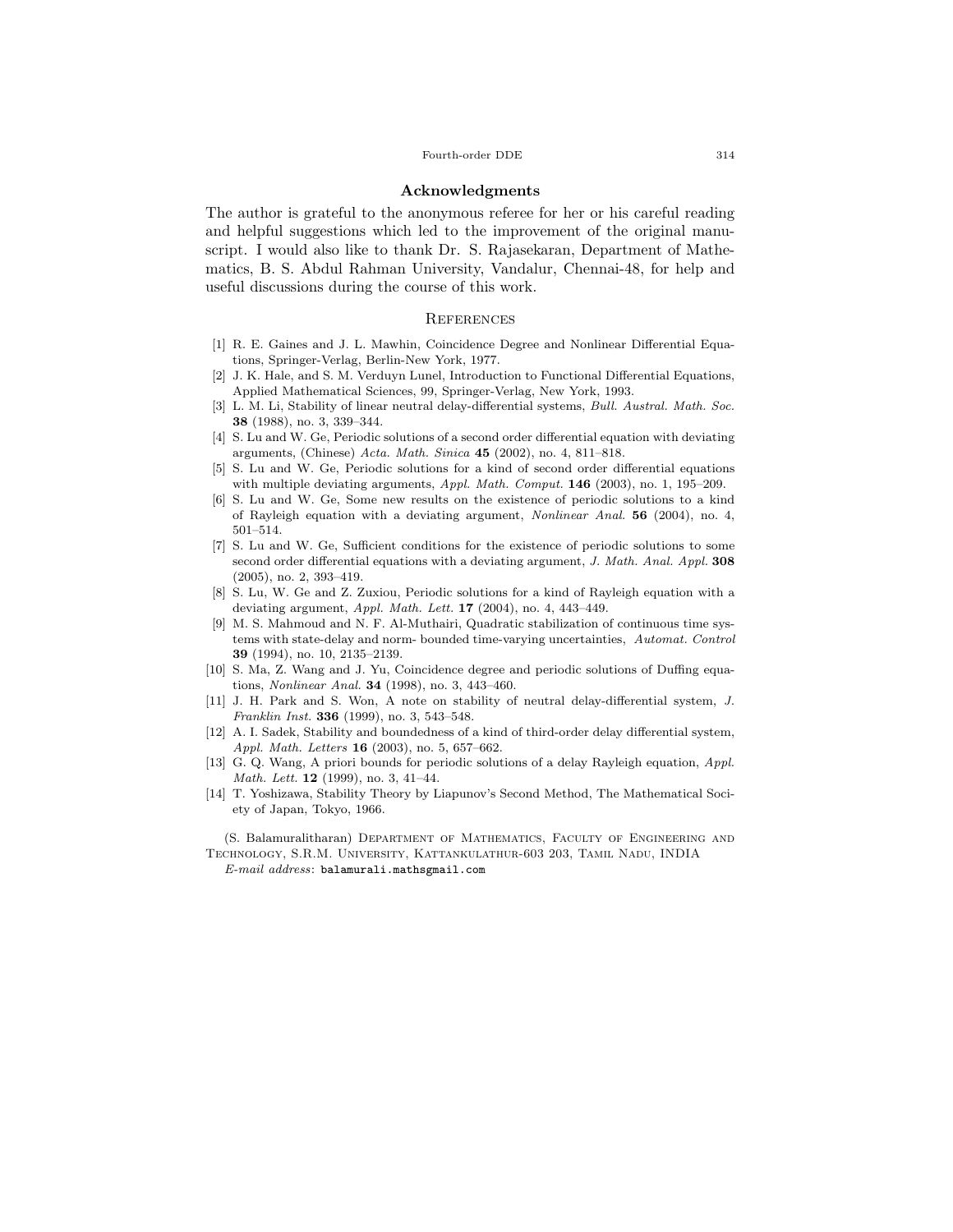## Acknowledgments

The author is grateful to the anonymous referee for her or his careful reading and helpful suggestions which led to the improvement of the original manuscript. I would also like to thank Dr. S. Rajasekaran, Department of Mathematics, B. S. Abdul Rahman University, Vandalur, Chennai-48, for help and useful discussions during the course of this work.

## References

[1] R. E. Gaines and J. L. Mawhin, Coincidence Degree and Nonlinear Differential Equations, Springer-Verlag, Berlin-New York, 1977.

[2] J. K. Hale, and S. M. Verduyn Lunel, Introduction to Functional Differential Equations, Applied Mathematical Sciences, 99, Springer-Verlag, New York, 1993.

[3] L. M. Li, Stability of linear neutral delay-differential systems, *Bull. Austral. Math. Soc.* **38** (1988), no. 3, 339–344.

[4] S. Lu and W. Ge, Periodic solutions of a second order differential equation with deviating arguments, (Chinese) *Acta. Math. Sinica* **45** (2002), no. 4, 811–818.

[5] S. Lu and W. Ge, Periodic solutions for a kind of second order differential equations with multiple deviating arguments, *Appl. Math. Comput.* **146** (2003), no. 1, 195–209.

[6] S. Lu and W. Ge, Some new results on the existence of periodic solutions to a kind of Rayleigh equation with a deviating argument, *Nonlinear Anal.* **56** (2004), no. 4, 501–514.

[7] S. Lu and W. Ge, Sufficient conditions for the existence of periodic solutions to some second order differential equations with a deviating argument, *J. Math. Anal. Appl.* **308** (2005), no. 2, 393–419.

[8] S. Lu, W. Ge and Z. Zuxiou, Periodic solutions for a kind of Rayleigh equation with a deviating argument, *Appl. Math. Lett.* **17** (2004), no. 4, 443–449.

[9] M. S. Mahmoud and N. F. Al-Muthairi, Quadratic stabilization of continuous time systems with state-delay and norm- bounded time-varying uncertainties, *Automat. Control* **39** (1994), no. 10, 2135–2139.

[10] S. Ma, Z. Wang and J. Yu, Coincidence degree and periodic solutions of Duffing equations, *Nonlinear Anal.* **34** (1998), no. 3, 443–460.

[11] J. H. Park and S. Won, A note on stability of neutral delay-differential system, *J. Franklin Inst.* **336** (1999), no. 3, 543–548.

[12] A. I. Sadek, Stability and boundedness of a kind of third-order delay differential system, *Appl. Math. Letters* **16** (2003), no. 5, 657–662.

[13] G. Q. Wang, A priori bounds for periodic solutions of a delay Rayleigh equation, *Appl. Math. Lett.* **12** (1999), no. 3, 41–44.

[14] T. Yoshizawa, Stability Theory by Liapunov's Second Method, The Mathematical Society of Japan, Tokyo, 1966.

(S. Balamuralitharan) Department of Mathematics, Faculty of Engineering and Technology, S.R.M. University, Kattankulathur-603 203, Tamil Nadu, INDIA

*E-mail address*: balamurali.mathsgmail.com